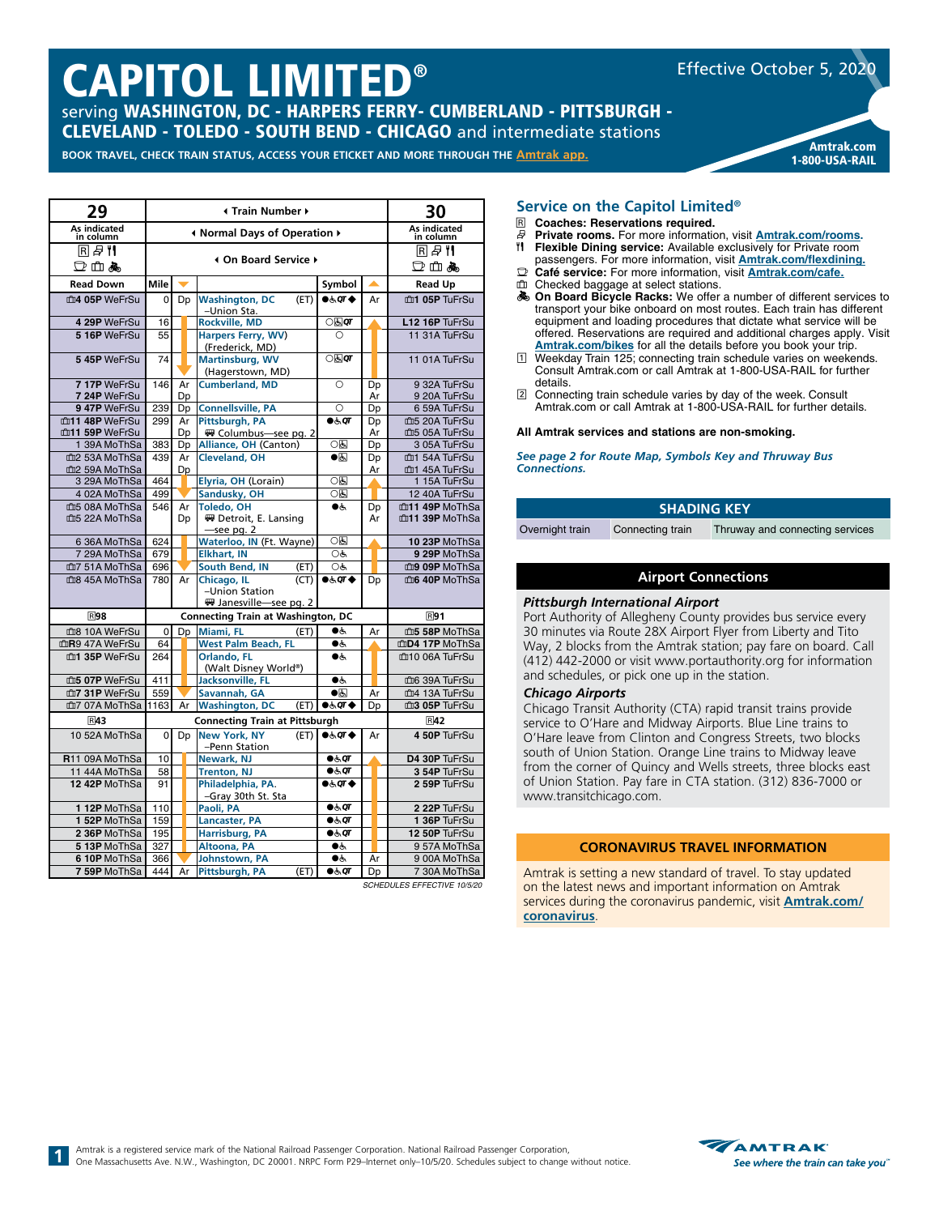# CAPITOL LIMITED®

serving **WASHINGTON, DC - HARPERS FERRY- CUMBERLAND - PITTSBURGH - CLEVELAND - TOLEDO - SOUTH BEND - CHICAGO** and intermediate stations

Effective October 5, 2020

**BOOK TRAVEL, CHECK TRAIN STATUS, ACCESS YOUR ETICKET AND MORE THROUGH THE Amtrak app.**

**Amtrak.com**
**1-800-USA-RAIL**

| 29 | Train Number | | | | | 30 |
|---|---|---|---|---|---|---|
| As indicated in column | Normal Days of Operation | | | | | As indicated in column |
| R, Private rooms, Dining, Café, Checked baggage, Bicycle | On Board Service | | | | | R, Private rooms, Dining, Café, Checked baggage, Bicycle |
| Read Down | Mile | ▼ | | Symbol | ▲ | Read Up |
| 4 05P WeFrSu | 0 | Dp | Washington, DC (ET) –Union Sta. | ●♿QT◆ | Ar | 1 05P TuFrSu |
| 4 29P WeFrSu | 16 | | Rockville, MD | ○QT | | L12 16P TuFrSu |
| 5 16P WeFrSu | 55 | | Harpers Ferry, WV) (Frederick, MD) | ○ | | 11 31A TuFrSu |
| 5 45P WeFrSu | 74 | | Martinsburg, WV (Hagerstown, MD) | ○QT | | 11 01A TuFrSu |
| 7 17P WeFrSu | 146 | Ar | Cumberland, MD | ○ | Dp | 9 32A TuFrSu |
| 7 24P WeFrSu | | Dp | | | Ar | 9 20A TuFrSu |
| 9 47P WeFrSu | 239 | Dp | Connellsville, PA | ○ | Dp | 6 59A TuFrSu |
| 11 48P WeFrSu | 299 | Ar | Pittsburgh, PA | ●♿QT | Dp | 5 20A TuFrSu |
| 11 59P WeFrSu | | Dp | Columbus—see pg. 2 | | Ar | 5 05A TuFrSu |
| 1 39A MoThSa | 383 | Dp | Alliance, OH (Canton) | ○ | Dp | 3 05A TuFrSu |
| 2 53A MoThSa | 439 | Ar | Cleveland, OH | ● | Dp | 1 54A TuFrSu |
| 2 59A MoThSa | | Dp | | | Ar | 1 45A TuFrSu |
| 3 29A MoThSa | 464 | | Elyria, OH (Lorain) | ○ | | 1 15A TuFrSu |
| 4 02A MoThSa | 499 | | Sandusky, OH | ○ | | 12 40A TuFrSu |
| 5 08A MoThSa | 546 | Ar | Toledo, OH | ●♿ | Dp | 11 49P MoThSa |
| 5 22A MoThSa | | Dp | Detroit, E. Lansing —see pg. 2 | | Ar | 11 39P MoThSa |
| 6 36A MoThSa | 624 | | Waterloo, IN (Ft. Wayne) | ○ | | 10 23P MoThSa |
| 7 29A MoThSa | 679 | | Elkhart, IN | ○♿ | | 9 29P MoThSa |
| 7 51A MoThSa | 696 | | South Bend, IN (ET) | ○♿ | | 9 09P MoThSa |
| 8 45A MoThSa | 780 | Ar | Chicago, IL (CT) –Union Station Janesville—see pg. 2 | ●♿QT◆ | Dp | 6 40P MoThSa |
| R98 | Connecting Train at Washington, DC | | | | | R91 |
| 8 10A WeFrSu | 0 | Dp | Miami, FL (ET) | ●♿ | Ar | 5 58P MoThSa |
| R9 47A WeFrSu | 64 | | West Palm Beach, FL | ●♿ | | D4 17P MoThSa |
| 1 35P WeFrSu | 264 | | Orlando, FL (Walt Disney World®) | ●♿ | | 10 06A TuFrSu |
| 5 07P WeFrSu | 411 | | Jacksonville, FL | ●♿ | | 6 39A TuFrSu |
| 7 31P WeFrSu | 559 | | Savannah, GA | ● | Ar | 4 13A TuFrSu |
| 7 07A MoThSa | 1163 | Ar | Washington, DC (ET) | ●♿QT◆ | Dp | 3 05P TuFrSu |
| R43 | Connecting Train at Pittsburgh | | | | | R42 |
| 10 52A MoThSa | 0 | Dp | New York, NY (ET) –Penn Station | ●♿QT◆ | Ar | 4 50P TuFrSu |
| R11 09A MoThSa | 10 | | Newark, NJ | ●♿QT | | D4 30P TuFrSu |
| 11 44A MoThSa | 58 | | Trenton, NJ | ●♿QT | | 3 54P TuFrSu |
| 12 42P MoThSa | 91 | | Philadelphia, PA. –Gray 30th St. Sta | ●♿QT◆ | | 2 59P TuFrSu |
| 1 12P MoThSa | 110 | | Paoli, PA | ●♿QT | | 2 22P TuFrSu |
| 1 52P MoThSa | 159 | | Lancaster, PA | ●♿QT | | 1 36P TuFrSu |
| 2 36P MoThSa | 195 | | Harrisburg, PA | ●♿QT | | 12 50P TuFrSu |
| 5 13P MoThSa | 327 | | Altoona, PA | ●♿ | | 9 57A MoThSa |
| 6 10P MoThSa | 366 | | Johnstown, PA | ●♿ | Ar | 9 00A MoThSa |
| 7 59P MoThSa | 444 | Ar | Pittsburgh, PA (ET) | ●♿QT | Dp | 7 30A MoThSa |

*SCHEDULES EFFECTIVE 10/5/20*

## Service on the Capitol Limited®

- **Coaches: Reservations required.**
- **Private rooms.** For more information, visit **Amtrak.com/rooms.**
- **Flexible Dining service:** Available exclusively for Private room passengers. For more information, visit **Amtrak.com/flexdining.**
- **Café service:** For more information, visit **Amtrak.com/cafe.**
- Checked baggage at select stations.
- **On Board Bicycle Racks:** We offer a number of different services to transport your bike onboard on most routes. Each train has different equipment and loading procedures that dictate what service will be offered. Reservations are required and additional charges apply. Visit **Amtrak.com/bikes** for all the details before you book your trip.
- [1] Weekday Train 125; connecting train schedule varies on weekends. Consult Amtrak.com or call Amtrak at 1-800-USA-RAIL for further details.
- [2] Connecting train schedule varies by day of the week. Consult Amtrak.com or call Amtrak at 1-800-USA-RAIL for further details.

**All Amtrak services and stations are non-smoking.**

***See page 2 for Route Map, Symbols Key and Thruway Bus Connections.***

### SHADING KEY

| Overnight train | Connecting train | Thruway and connecting services |
|---|---|---|

### Airport Connections

***Pittsburgh International Airport***

Port Authority of Allegheny County provides bus service every 30 minutes via Route 28X Airport Flyer from Liberty and Tito Way, 2 blocks from the Amtrak station; pay fare on board. Call (412) 442-2000 or visit www.portauthority.org for information and schedules, or pick one up in the station.

***Chicago Airports***

Chicago Transit Authority (CTA) rapid transit trains provide service to O'Hare and Midway Airports. Blue Line trains to O'Hare leave from Clinton and Congress Streets, two blocks south of Union Station. Orange Line trains to Midway leave from the corner of Quincy and Wells streets, three blocks east of Union Station. Pay fare in CTA station. (312) 836-7000 or www.transitchicago.com.

### CORONAVIRUS TRAVEL INFORMATION

Amtrak is setting a new standard of travel. To stay updated on the latest news and important information on Amtrak services during the coronavirus pandemic, visit **Amtrak.com/coronavirus**.

Amtrak is a registered service mark of the National Railroad Passenger Corporation. National Railroad Passenger Corporation, One Massachusetts Ave. N.W., Washington, DC 20001. NRPC Form P29–Internet only–10/5/20. Schedules subject to change without notice.

AMTRAK *See where the train can take you™*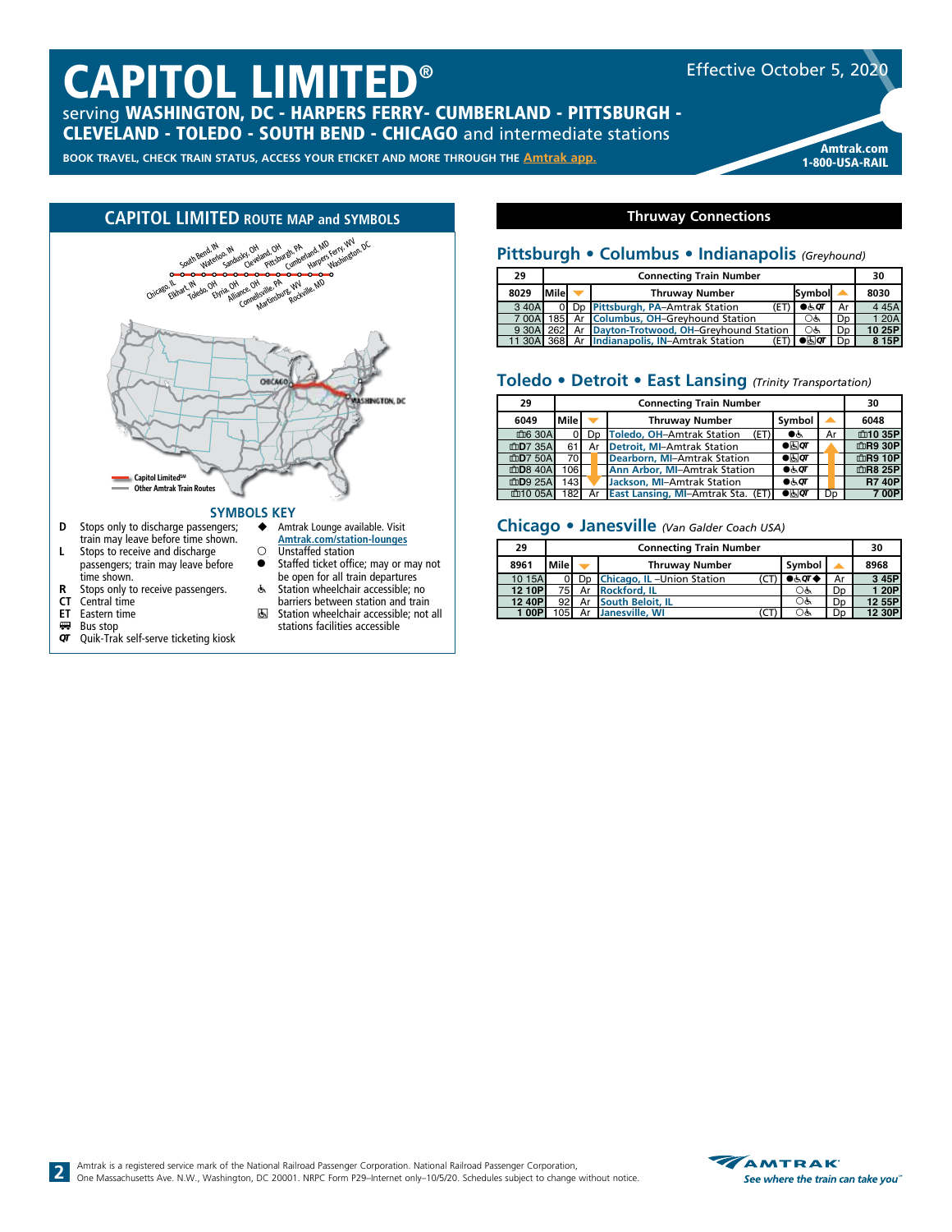# CAPITOL LIMITED®

serving **WASHINGTON, DC - HARPERS FERRY- CUMBERLAND - PITTSBURGH - CLEVELAND - TOLEDO - SOUTH BEND - CHICAGO** and intermediate stations

**BOOK TRAVEL, CHECK TRAIN STATUS, ACCESS YOUR ETICKET AND MORE THROUGH THE Amtrak app.**

Effective October 5, 2020

Amtrak.com
1-800-USA-RAIL

## CAPITOL LIMITED ROUTE MAP and SYMBOLS

Chicago, IL · South Bend, IN · Elkhart, IN · Waterloo, IN · Toledo, OH · Sandusky, OH · Elyria, OH · Cleveland, OH · Alliance, OH · Pittsburgh, PA · Connellsville, PA · Cumberland, MD · Martinsburg, WV · Harpers Ferry, WV · Rockville, MD · Washington, DC

CHICAGO
WASHINGTON, DC

Capitol Limited℠
Other Amtrak Train Routes

### SYMBOLS KEY

- **D** Stops only to discharge passengers; train may leave before time shown.
- **L** Stops to receive and discharge passengers; train may leave before time shown.
- **R** Stops only to receive passengers.
- **CT** Central time
- **ET** Eastern time
- 🚌 Bus stop
- **QT** Quik-Trak self-serve ticketing kiosk
- ◆ Amtrak Lounge available. Visit Amtrak.com/station-lounges
- ○ Unstaffed station
- ● Staffed ticket office; may or may not be open for all train departures
- ♿ Station wheelchair accessible; no barriers between station and train
- ♿ (boxed) Station wheelchair accessible; not all stations facilities accessible

## Thruway Connections

### Pittsburgh • Columbus • Indianapolis *(Greyhound)*

| 29 | Connecting Train Number | | | | | 30 |
|---|---|---|---|---|---|---|
| 8029 | Mile | ▼ | Thruway Number | Symbol | ▲ | 8030 |
| 3 40A | 0 | Dp | Pittsburgh, PA–Amtrak Station (ET) | ●♿QT | Ar | 4 45A |
| 7 00A | 185 | Ar | Columbus, OH–Greyhound Station | ○♿ | Dp | 1 20A |
| 9 30A | 262 | Ar | Dayton-Trotwood, OH–Greyhound Station | ○♿ | Dp | **10 25P** |
| 11 30A | 368 | Ar | Indianapolis, IN–Amtrak Station (ET) | ●♿QT | Dp | **8 15P** |

### Toledo • Detroit • East Lansing *(Trinity Transportation)*

| 29 | Connecting Train Number | | | | | 30 |
|---|---|---|---|---|---|---|
| 6049 | Mile | ▼ | Thruway Number | Symbol | ▲ | 6048 |
| 🚌6 30A | 0 | Dp | Toledo, OH–Amtrak Station (ET) | ●♿ | Ar | 🚌**10 35P** |
| 🚌D7 35A | 61 | Ar | Detroit, MI–Amtrak Station | ●♿QT | | 🚌**R9 30P** |
| 🚌D7 50A | 70 | | Dearborn, MI–Amtrak Station | ●♿QT | | 🚌**R9 10P** |
| 🚌D8 40A | 106 | | Ann Arbor, MI–Amtrak Station | ●♿QT | | 🚌**R8 25P** |
| 🚌D9 25A | 143 | | Jackson, MI–Amtrak Station | ●♿QT | | **R7 40P** |
| 🚌10 05A | 182 | Ar | East Lansing, MI–Amtrak Sta. (ET) | ●♿QT | Dp | **7 00P** |

### Chicago • Janesville *(Van Galder Coach USA)*

| 29 | Connecting Train Number | | | | | 30 |
|---|---|---|---|---|---|---|
| 8961 | Mile | ▼ | Thruway Number | Symbol | ▲ | 8968 |
| 10 15A | 0 | Dp | Chicago, IL –Union Station (CT) | ●♿QT◆ | Ar | **3 45P** |
| **12 10P** | 75 | Ar | Rockford, IL | ○♿ | Dp | **1 20P** |
| **12 40P** | 92 | Ar | South Beloit, IL | ○♿ | Dp | **12 55P** |
| **1 00P** | 105 | Ar | Janesville, WI (CT) | ○♿ | Dp | **12 30P** |

Amtrak is a registered service mark of the National Railroad Passenger Corporation. National Railroad Passenger Corporation, One Massachusetts Ave. N.W., Washington, DC 20001. NRPC Form P29–Internet only–10/5/20. Schedules subject to change without notice.

AMTRAK *See where the train can take you*™